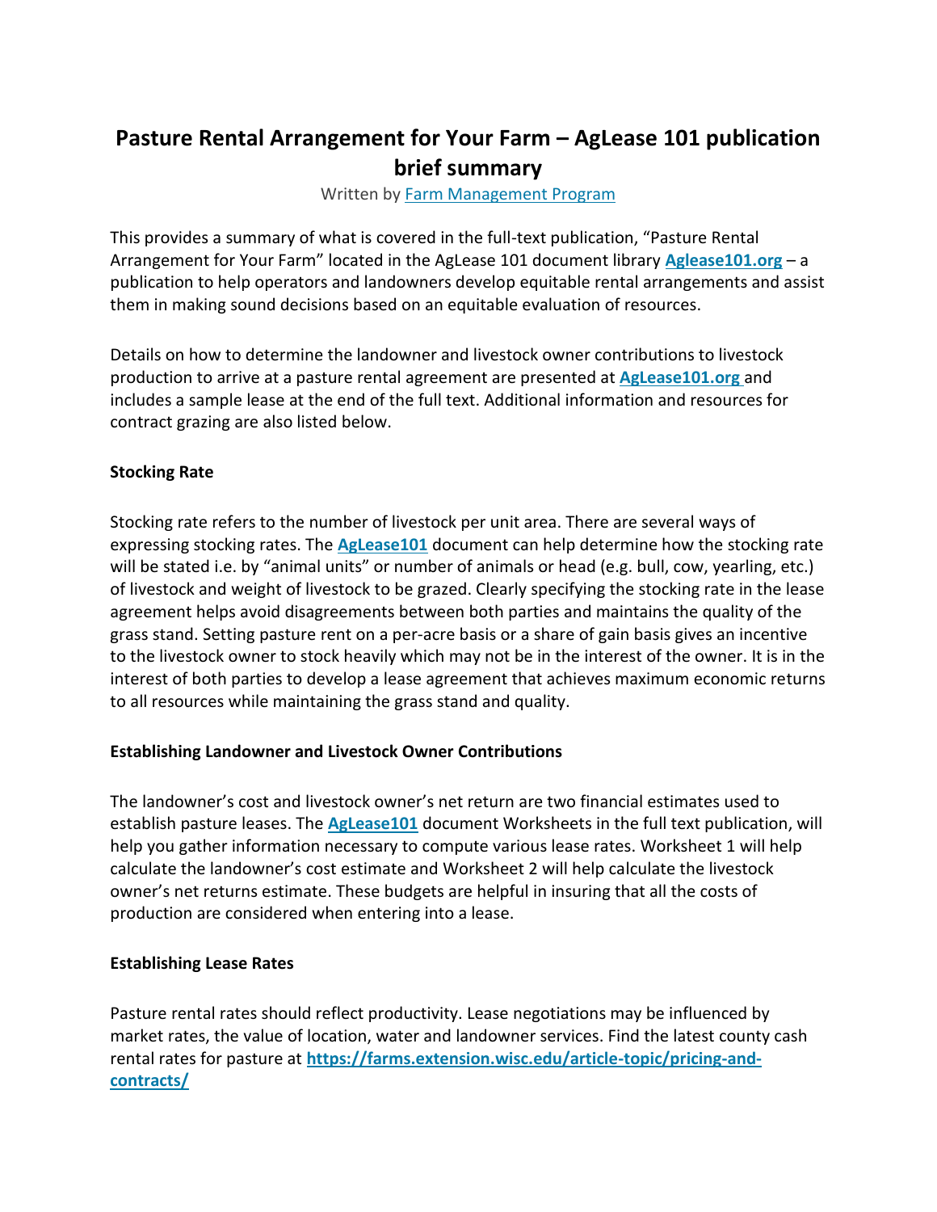# Pasture Rental Arrangement for Your Farm – AgLease 101 publication brief summary

Written by Farm Management Program

This provides a summary of what is covered in the full-text publication, "Pasture Rental Arrangement for Your Farm" located in the AgLease 101 document library **Aglease101.org** – a publication to help operators and landowners develop equitable rental arrangements and assist them in making sound decisions based on an equitable evaluation of resources.

Details on how to determine the landowner and livestock owner contributions to livestock production to arrive at a pasture rental agreement are presented at **AgLease101.org** and includes a sample lease at the end of the full text. Additional information and resources for contract grazing are also listed below.

**Stocking Rate**

Stocking rate refers to the number of livestock per unit area. There are several ways of expressing stocking rates. The **AgLease101** document can help determine how the stocking rate will be stated i.e. by "animal units" or number of animals or head (e.g. bull, cow, yearling, etc.) of livestock and weight of livestock to be grazed. Clearly specifying the stocking rate in the lease agreement helps avoid disagreements between both parties and maintains the quality of the grass stand. Setting pasture rent on a per-acre basis or a share of gain basis gives an incentive to the livestock owner to stock heavily which may not be in the interest of the owner. It is in the interest of both parties to develop a lease agreement that achieves maximum economic returns to all resources while maintaining the grass stand and quality.

**Establishing Landowner and Livestock Owner Contributions**

The landowner's cost and livestock owner's net return are two financial estimates used to establish pasture leases. The **AgLease101** document Worksheets in the full text publication, will help you gather information necessary to compute various lease rates. Worksheet 1 will help calculate the landowner's cost estimate and Worksheet 2 will help calculate the livestock owner's net returns estimate. These budgets are helpful in insuring that all the costs of production are considered when entering into a lease.

**Establishing Lease Rates**

Pasture rental rates should reflect productivity. Lease negotiations may be influenced by market rates, the value of location, water and landowner services. Find the latest county cash rental rates for pasture at **https://farms.extension.wisc.edu/article-topic/pricing-and-contracts/**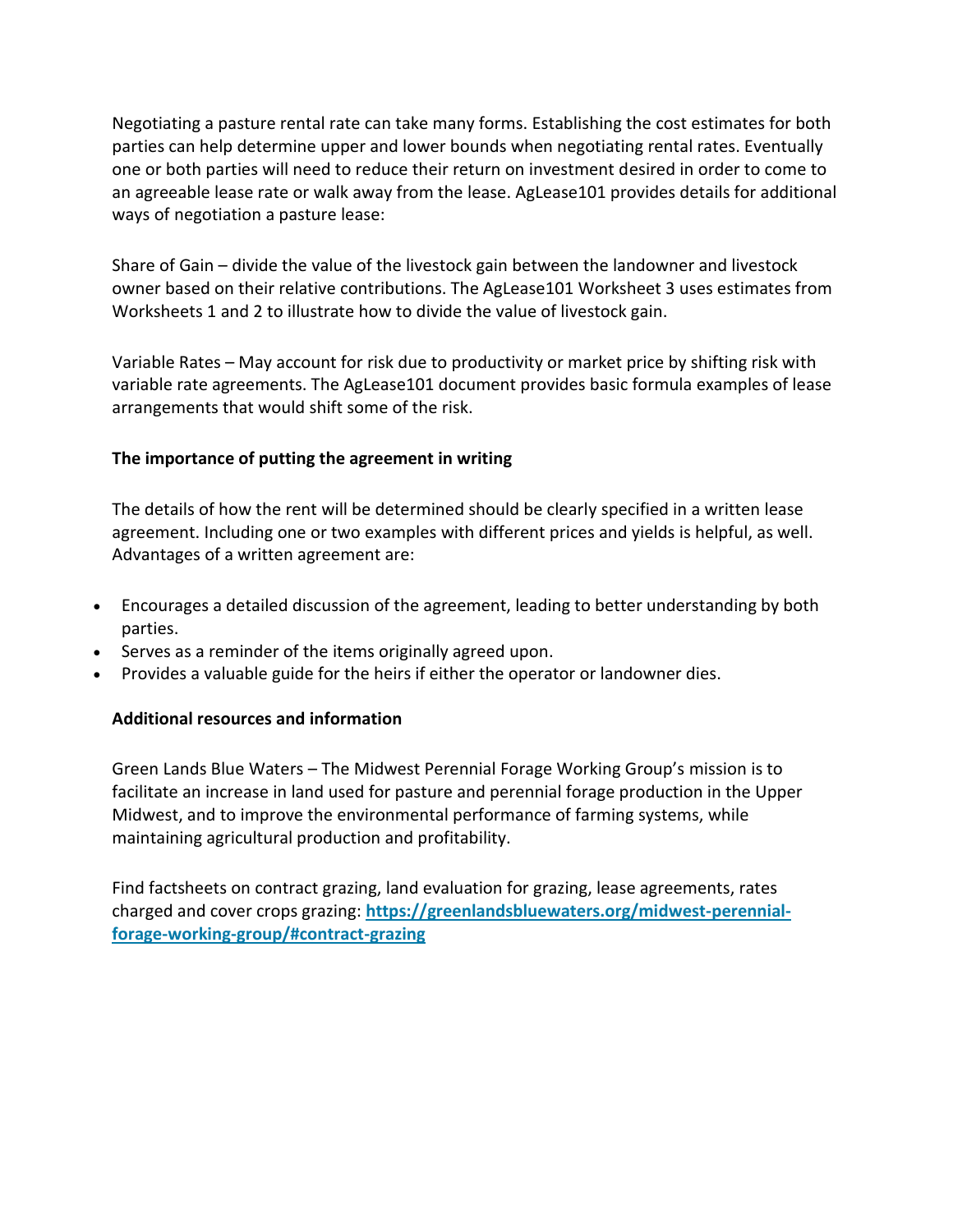Negotiating a pasture rental rate can take many forms. Establishing the cost estimates for both parties can help determine upper and lower bounds when negotiating rental rates. Eventually one or both parties will need to reduce their return on investment desired in order to come to an agreeable lease rate or walk away from the lease. AgLease101 provides details for additional ways of negotiation a pasture lease:

Share of Gain – divide the value of the livestock gain between the landowner and livestock owner based on their relative contributions. The AgLease101 Worksheet 3 uses estimates from Worksheets 1 and 2 to illustrate how to divide the value of livestock gain.

Variable Rates – May account for risk due to productivity or market price by shifting risk with variable rate agreements. The AgLease101 document provides basic formula examples of lease arrangements that would shift some of the risk.

**The importance of putting the agreement in writing**

The details of how the rent will be determined should be clearly specified in a written lease agreement. Including one or two examples with different prices and yields is helpful, as well. Advantages of a written agreement are:

- Encourages a detailed discussion of the agreement, leading to better understanding by both parties.
- Serves as a reminder of the items originally agreed upon.
- Provides a valuable guide for the heirs if either the operator or landowner dies.

**Additional resources and information**

Green Lands Blue Waters – The Midwest Perennial Forage Working Group's mission is to facilitate an increase in land used for pasture and perennial forage production in the Upper Midwest, and to improve the environmental performance of farming systems, while maintaining agricultural production and profitability.

Find factsheets on contract grazing, land evaluation for grazing, lease agreements, rates charged and cover crops grazing: **https://greenlandsbluewaters.org/midwest-perennial-forage-working-group/#contract-grazing**